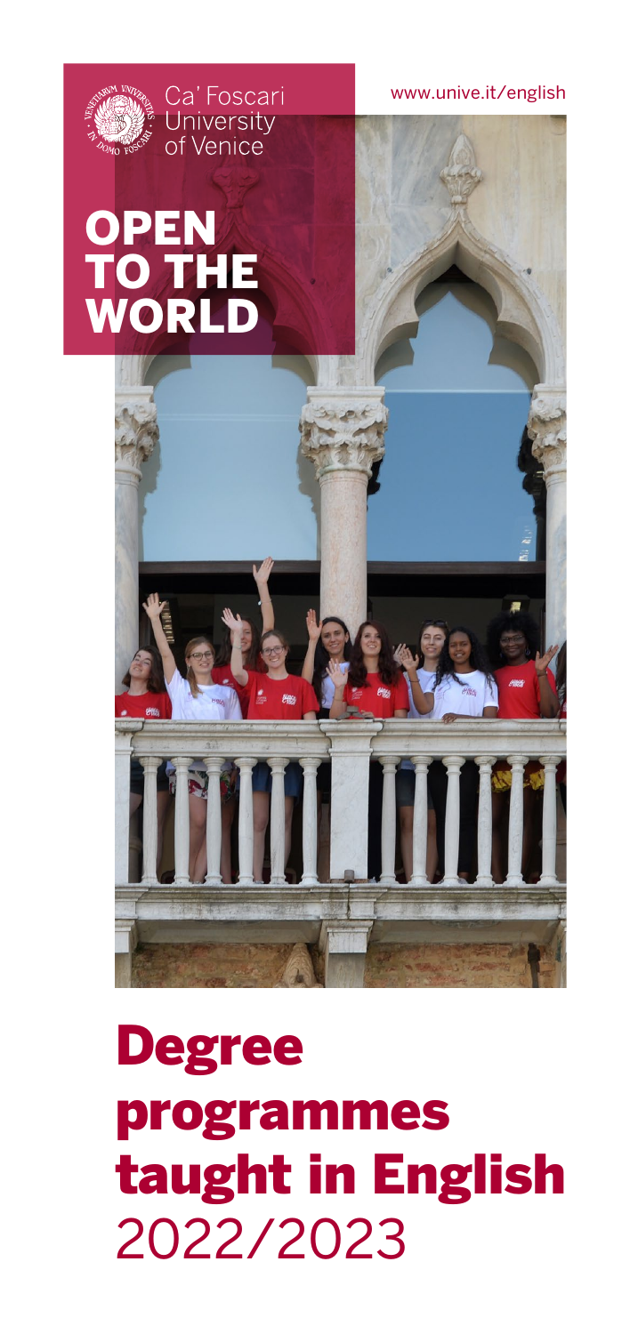Ca' Foscari University of Venice

www.unive.it/english

# OPEN TO THE WORLD

# Degree programmes taught in English 2022/2023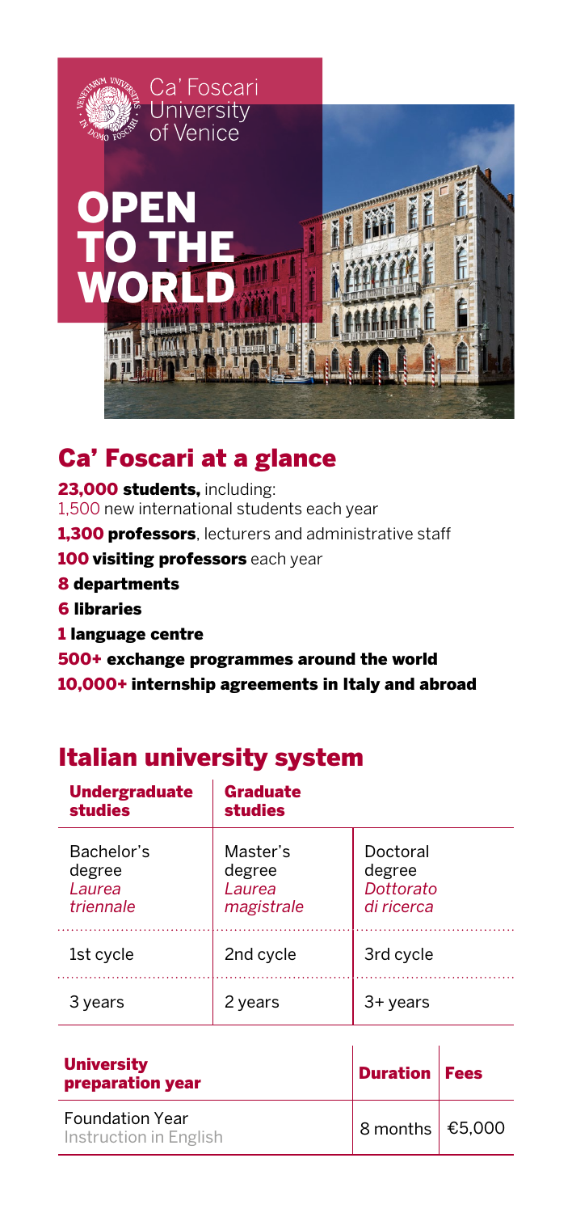Ca' Foscari University of Venice

# OPEN TO THE WORLD

## Ca' Foscari at a glance

**23,000 students,** including:
1,500 new international students each year
**1,300 professors**, lecturers and administrative staff
**100 visiting professors** each year
**8 departments**
**6 libraries**
**1 language centre**
**500+ exchange programmes around the world**
**10,000+ internship agreements in Italy and abroad**

## Italian university system

| Undergraduate studies | Graduate studies | |
|---|---|---|
| Bachelor's degree *Laurea triennale* | Master's degree *Laurea magistrale* | Doctoral degree *Dottorato di ricerca* |
| 1st cycle | 2nd cycle | 3rd cycle |
| 3 years | 2 years | 3+ years |

| University preparation year | Duration | Fees |
|---|---|---|
| Foundation Year<br>Instruction in English | 8 months | €5,000 |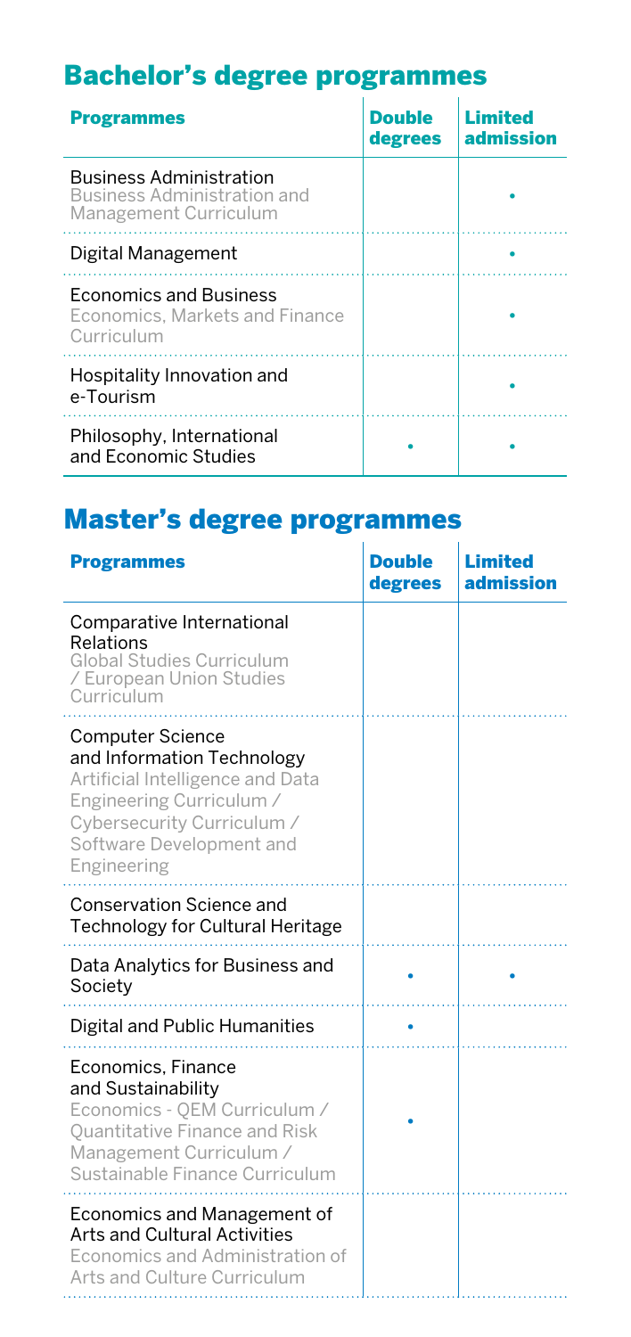## Bachelor's degree programmes

| Programmes | Double degrees | Limited admission |
|---|---|---|
| Business Administration<br>Business Administration and Management Curriculum | | • |
| Digital Management | | • |
| Economics and Business<br>Economics, Markets and Finance Curriculum | | • |
| Hospitality Innovation and e-Tourism | | • |
| Philosophy, International and Economic Studies | • | • |

## Master's degree programmes

| Programmes | Double degrees | Limited admission |
|---|---|---|
| Comparative International Relations<br>Global Studies Curriculum / European Union Studies Curriculum | | |
| Computer Science and Information Technology<br>Artificial Intelligence and Data Engineering Curriculum / Cybersecurity Curriculum / Software Development and Engineering | | |
| Conservation Science and Technology for Cultural Heritage | | |
| Data Analytics for Business and Society | • | • |
| Digital and Public Humanities | • | |
| Economics, Finance and Sustainability<br>Economics - QEM Curriculum / Quantitative Finance and Risk Management Curriculum / Sustainable Finance Curriculum | • | |
| Economics and Management of Arts and Cultural Activities<br>Economics and Administration of Arts and Culture Curriculum | | |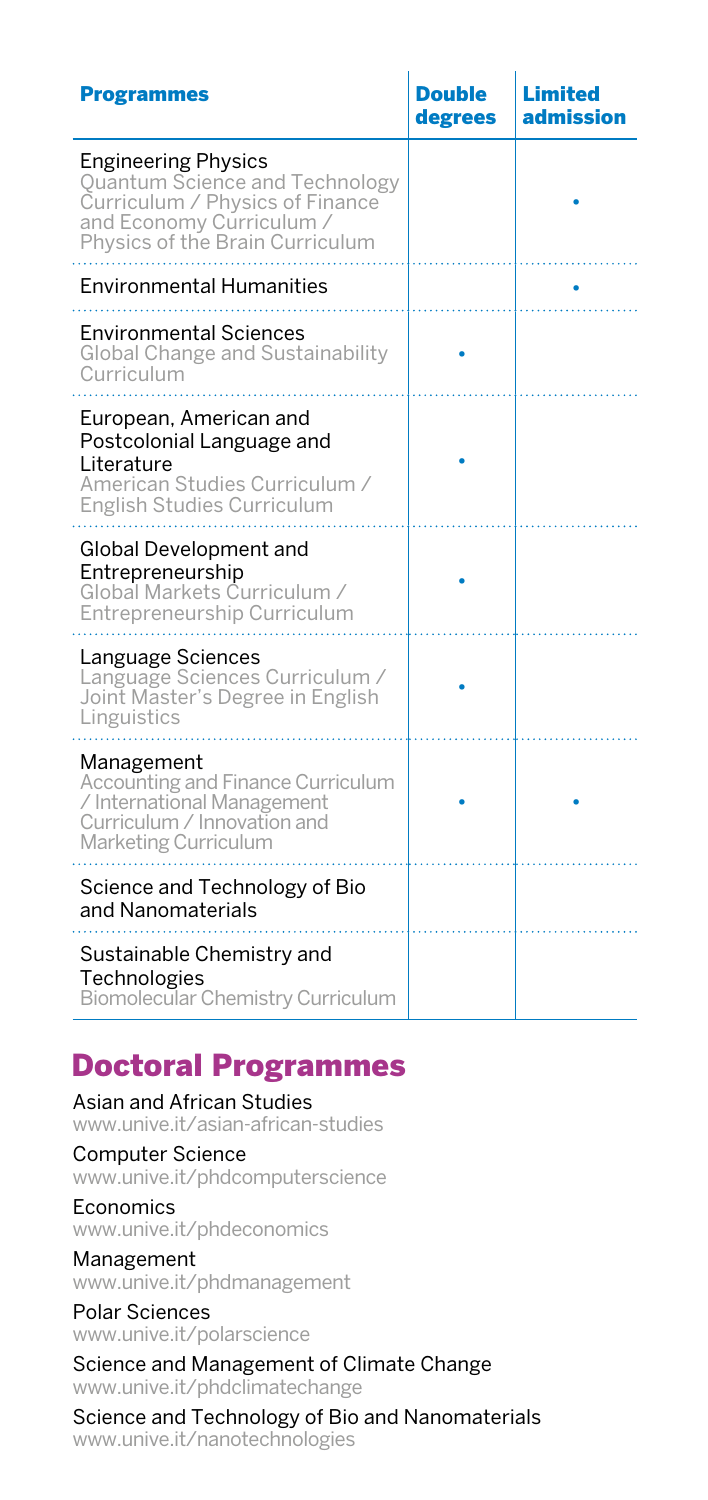| Programmes | Double degrees | Limited admission |
|---|---|---|
| Engineering Physics<br>Quantum Science and Technology Curriculum / Physics of Finance and Economy Curriculum / Physics of the Brain Curriculum | | • |
| Environmental Humanities | | • |
| Environmental Sciences<br>Global Change and Sustainability Curriculum | • | |
| European, American and Postcolonial Language and Literature<br>American Studies Curriculum / English Studies Curriculum | • | |
| Global Development and Entrepreneurship<br>Global Markets Curriculum / Entrepreneurship Curriculum | • | |
| Language Sciences<br>Language Sciences Curriculum / Joint Master's Degree in English Linguistics | • | |
| Management<br>Accounting and Finance Curriculum / International Management Curriculum / Innovation and Marketing Curriculum | • | • |
| Science and Technology of Bio and Nanomaterials | | |
| Sustainable Chemistry and Technologies<br>Biomolecular Chemistry Curriculum | | |

## Doctoral Programmes

Asian and African Studies
www.unive.it/asian-african-studies

Computer Science
www.unive.it/phdcomputerscience

Economics
www.unive.it/phdeconomics

Management
www.unive.it/phdmanagement

Polar Sciences
www.unive.it/polarscience

Science and Management of Climate Change
www.unive.it/phdclimatechange

Science and Technology of Bio and Nanomaterials
www.unive.it/nanotechnologies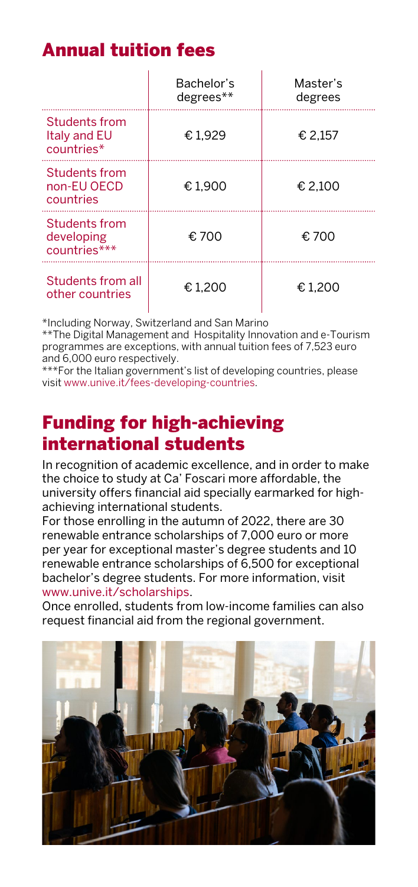## Annual tuition fees

| | Bachelor's degrees** | Master's degrees |
|---|---|---|
| Students from Italy and EU countries* | € 1,929 | € 2,157 |
| Students from non-EU OECD countries | € 1,900 | € 2,100 |
| Students from developing countries*** | € 700 | € 700 |
| Students from all other countries | € 1,200 | € 1,200 |

*Including Norway, Switzerland and San Marino

**The Digital Management and Hospitality Innovation and e-Tourism programmes are exceptions, with annual tuition fees of 7,523 euro and 6,000 euro respectively.

***For the Italian government's list of developing countries, please visit www.unive.it/fees-developing-countries.

## Funding for high-achieving international students

In recognition of academic excellence, and in order to make the choice to study at Ca' Foscari more affordable, the university offers financial aid specially earmarked for high-achieving international students.

For those enrolling in the autumn of 2022, there are 30 renewable entrance scholarships of 7,000 euro or more per year for exceptional master's degree students and 10 renewable entrance scholarships of 6,500 for exceptional bachelor's degree students. For more information, visit www.unive.it/scholarships.

Once enrolled, students from low-income families can also request financial aid from the regional government.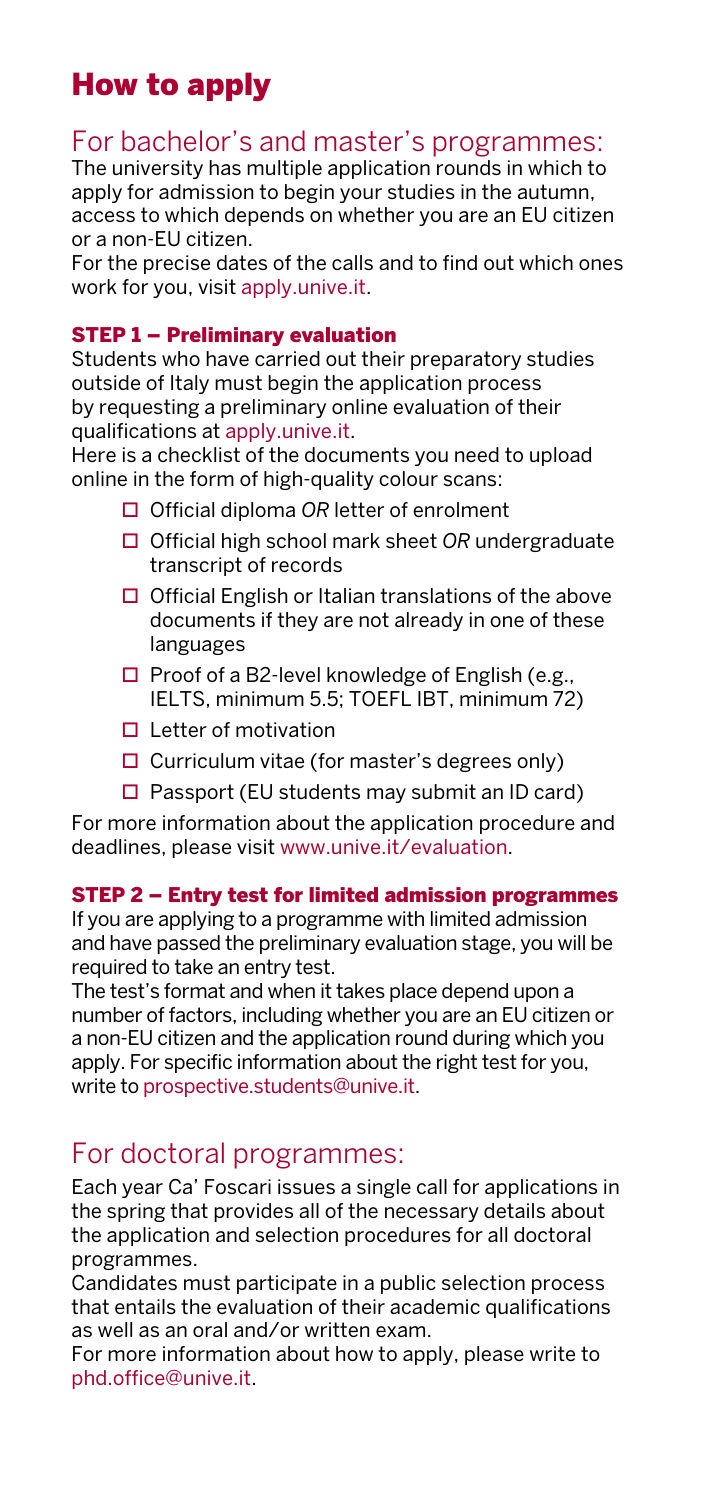# How to apply

## For bachelor's and master's programmes:

The university has multiple application rounds in which to apply for admission to begin your studies in the autumn, access to which depends on whether you are an EU citizen or a non-EU citizen.

For the precise dates of the calls and to find out which ones work for you, visit apply.unive.it.

### STEP 1 – Preliminary evaluation

Students who have carried out their preparatory studies outside of Italy must begin the application process by requesting a preliminary online evaluation of their qualifications at apply.unive.it.

Here is a checklist of the documents you need to upload online in the form of high-quality colour scans:

- ☐ Official diploma *OR* letter of enrolment
- ☐ Official high school mark sheet *OR* undergraduate transcript of records
- ☐ Official English or Italian translations of the above documents if they are not already in one of these languages
- ☐ Proof of a B2-level knowledge of English (e.g., IELTS, minimum 5.5; TOEFL IBT, minimum 72)
- ☐ Letter of motivation
- ☐ Curriculum vitae (for master's degrees only)
- ☐ Passport (EU students may submit an ID card)

For more information about the application procedure and deadlines, please visit www.unive.it/evaluation.

### STEP 2 – Entry test for limited admission programmes

If you are applying to a programme with limited admission and have passed the preliminary evaluation stage, you will be required to take an entry test.

The test's format and when it takes place depend upon a number of factors, including whether you are an EU citizen or a non-EU citizen and the application round during which you apply. For specific information about the right test for you, write to prospective.students@unive.it.

## For doctoral programmes:

Each year Ca' Foscari issues a single call for applications in the spring that provides all of the necessary details about the application and selection procedures for all doctoral programmes.

Candidates must participate in a public selection process that entails the evaluation of their academic qualifications as well as an oral and/or written exam.

For more information about how to apply, please write to phd.office@unive.it.